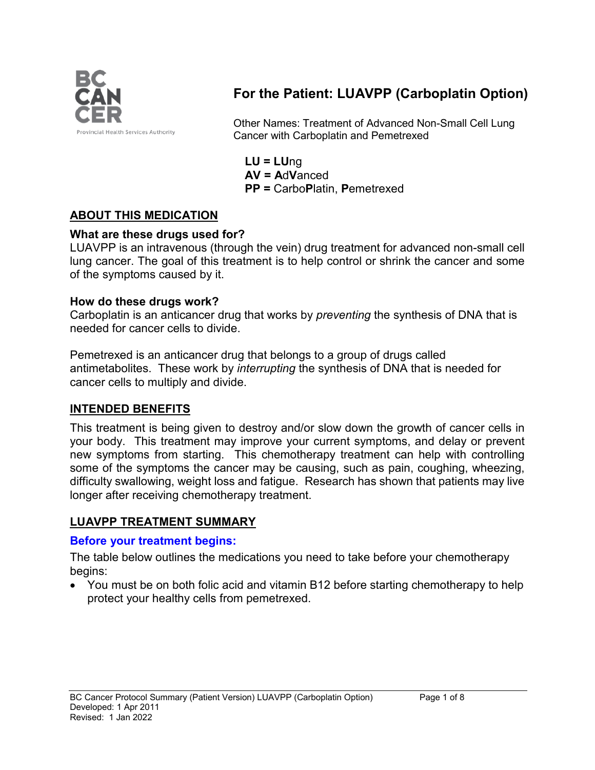# For the Patient: LUAVPP (Carboplatin Option)

Other Names: Treatment of Advanced Non-Small Cell Lung Cancer with Carboplatin and Pemetrexed

**LU = LU**ng
**AV = A**d**V**anced
**PP =** Carbo**P**latin, **P**emetrexed

## ABOUT THIS MEDICATION

### What are these drugs used for?

LUAVPP is an intravenous (through the vein) drug treatment for advanced non-small cell lung cancer. The goal of this treatment is to help control or shrink the cancer and some of the symptoms caused by it.

### How do these drugs work?

Carboplatin is an anticancer drug that works by *preventing* the synthesis of DNA that is needed for cancer cells to divide.

Pemetrexed is an anticancer drug that belongs to a group of drugs called antimetabolites. These work by *interrupting* the synthesis of DNA that is needed for cancer cells to multiply and divide.

## INTENDED BENEFITS

This treatment is being given to destroy and/or slow down the growth of cancer cells in your body. This treatment may improve your current symptoms, and delay or prevent new symptoms from starting. This chemotherapy treatment can help with controlling some of the symptoms the cancer may be causing, such as pain, coughing, wheezing, difficulty swallowing, weight loss and fatigue. Research has shown that patients may live longer after receiving chemotherapy treatment.

## LUAVPP TREATMENT SUMMARY

### Before your treatment begins:

The table below outlines the medications you need to take before your chemotherapy begins:

- You must be on both folic acid and vitamin B12 before starting chemotherapy to help protect your healthy cells from pemetrexed.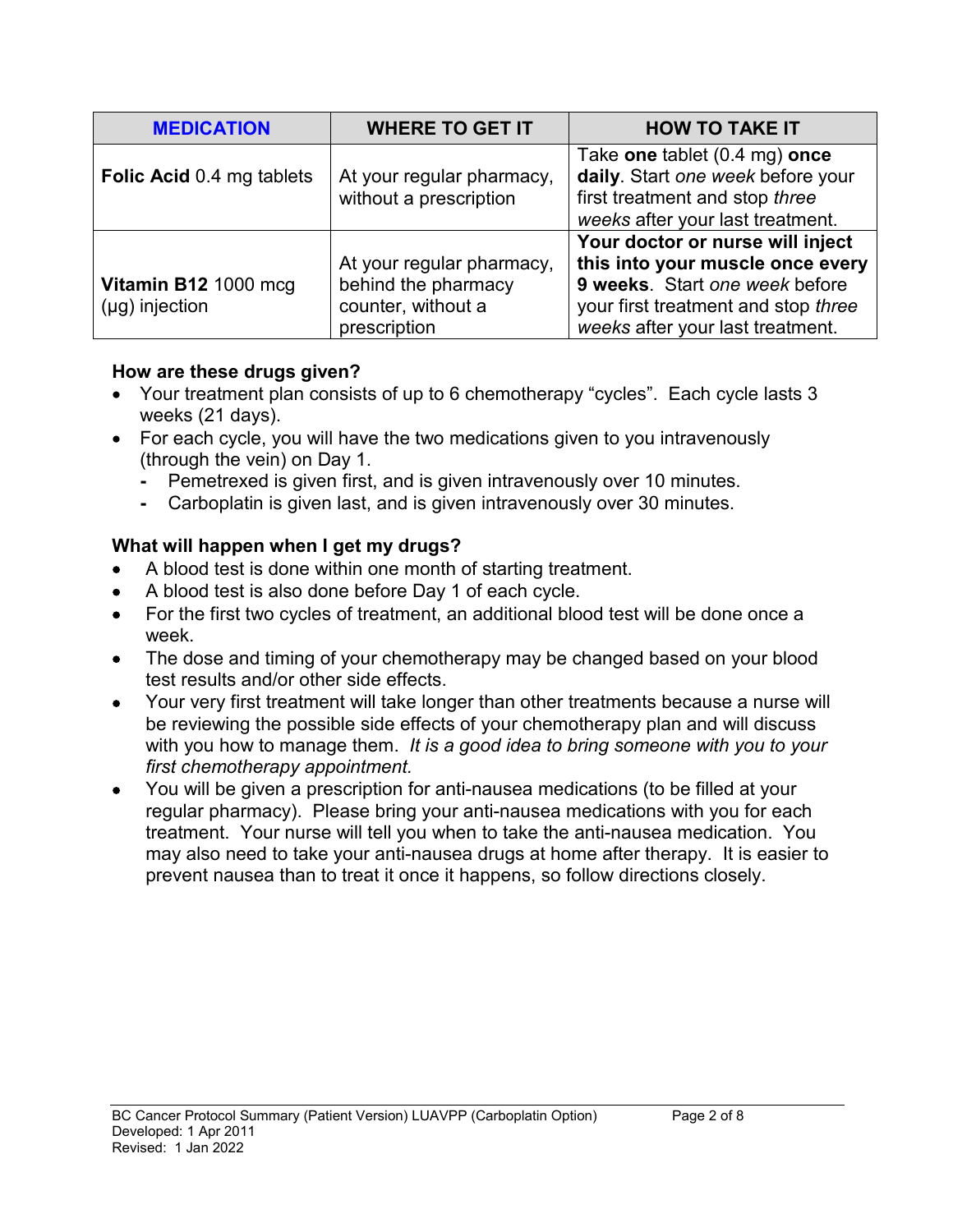| MEDICATION | WHERE TO GET IT | HOW TO TAKE IT |
|---|---|---|
| **Folic Acid** 0.4 mg tablets | At your regular pharmacy, without a prescription | Take **one** tablet (0.4 mg) **once daily**. Start *one week* before your first treatment and stop *three weeks* after your last treatment. |
| **Vitamin B12** 1000 mcg (µg) injection | At your regular pharmacy, behind the pharmacy counter, without a prescription | **Your doctor or nurse will inject this into your muscle once every 9 weeks**. Start *one week* before your first treatment and stop *three weeks* after your last treatment. |

**How are these drugs given?**

- Your treatment plan consists of up to 6 chemotherapy "cycles". Each cycle lasts 3 weeks (21 days).
- For each cycle, you will have the two medications given to you intravenously (through the vein) on Day 1.
  - Pemetrexed is given first, and is given intravenously over 10 minutes.
  - Carboplatin is given last, and is given intravenously over 30 minutes.

**What will happen when I get my drugs?**

- A blood test is done within one month of starting treatment.
- A blood test is also done before Day 1 of each cycle.
- For the first two cycles of treatment, an additional blood test will be done once a week.
- The dose and timing of your chemotherapy may be changed based on your blood test results and/or other side effects.
- Your very first treatment will take longer than other treatments because a nurse will be reviewing the possible side effects of your chemotherapy plan and will discuss with you how to manage them. *It is a good idea to bring someone with you to your first chemotherapy appointment.*
- You will be given a prescription for anti-nausea medications (to be filled at your regular pharmacy). Please bring your anti-nausea medications with you for each treatment. Your nurse will tell you when to take the anti-nausea medication. You may also need to take your anti-nausea drugs at home after therapy. It is easier to prevent nausea than to treat it once it happens, so follow directions closely.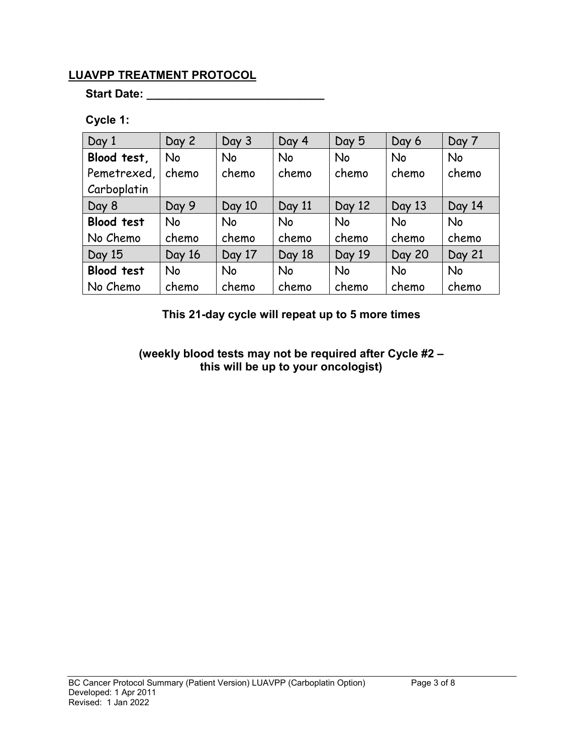## LUAVPP TREATMENT PROTOCOL

**Start Date: ____________________________**

**Cycle 1:**

| Day 1 | Day 2 | Day 3 | Day 4 | Day 5 | Day 6 | Day 7 |
|---|---|---|---|---|---|---|
| **Blood test,** Pemetrexed, Carboplatin | No chemo | No chemo | No chemo | No chemo | No chemo | No chemo |
| Day 8 | Day 9 | Day 10 | Day 11 | Day 12 | Day 13 | Day 14 |
| **Blood test** No Chemo | No chemo | No chemo | No chemo | No chemo | No chemo | No chemo |
| Day 15 | Day 16 | Day 17 | Day 18 | Day 19 | Day 20 | Day 21 |
| **Blood test** No Chemo | No chemo | No chemo | No chemo | No chemo | No chemo | No chemo |

**This 21-day cycle will repeat up to 5 more times**

**(weekly blood tests may not be required after Cycle #2 – this will be up to your oncologist)**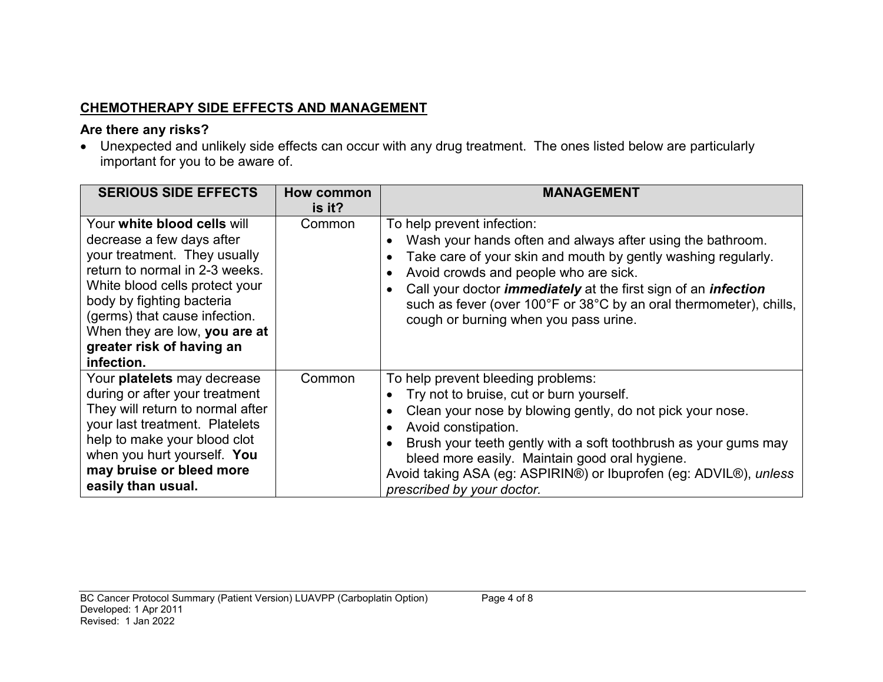## CHEMOTHERAPY SIDE EFFECTS AND MANAGEMENT

### Are there any risks?

- Unexpected and unlikely side effects can occur with any drug treatment. The ones listed below are particularly important for you to be aware of.

| SERIOUS SIDE EFFECTS | How common is it? | MANAGEMENT |
| --- | --- | --- |
| Your **white blood cells** will decrease a few days after your treatment. They usually return to normal in 2-3 weeks. White blood cells protect your body by fighting bacteria (germs) that cause infection. When they are low, **you are at greater risk of having an infection.** | Common | To help prevent infection:<br>• Wash your hands often and always after using the bathroom.<br>• Take care of your skin and mouth by gently washing regularly.<br>• Avoid crowds and people who are sick.<br>• Call your doctor ***immediately*** at the first sign of an ***infection*** such as fever (over 100°F or 38°C by an oral thermometer), chills, cough or burning when you pass urine. |
| Your **platelets** may decrease during or after your treatment They will return to normal after your last treatment. Platelets help to make your blood clot when you hurt yourself. **You may bruise or bleed more easily than usual.** | Common | To help prevent bleeding problems:<br>• Try not to bruise, cut or burn yourself.<br>• Clean your nose by blowing gently, do not pick your nose.<br>• Avoid constipation.<br>• Brush your teeth gently with a soft toothbrush as your gums may bleed more easily. Maintain good oral hygiene.<br>Avoid taking ASA (eg: ASPIRIN®) or Ibuprofen (eg: ADVIL®), *unless prescribed by your doctor.* |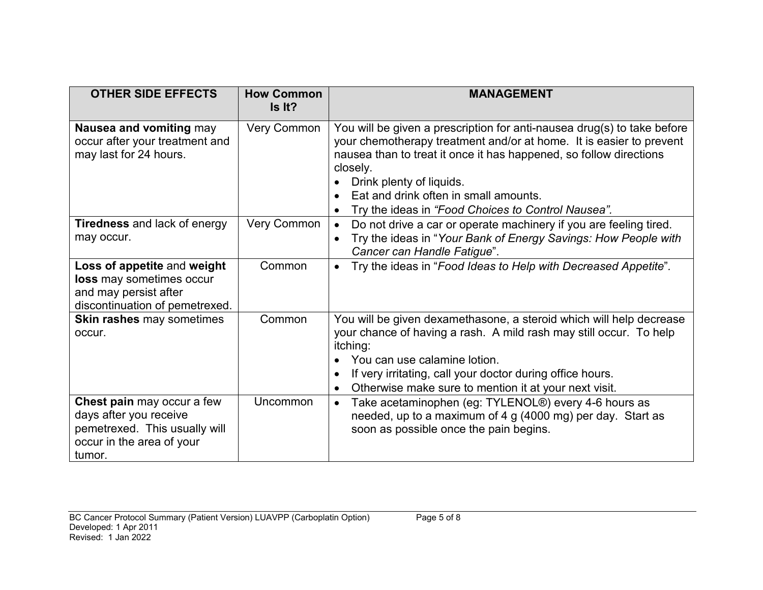| OTHER SIDE EFFECTS | How Common Is It? | MANAGEMENT |
|---|---|---|
| **Nausea and vomiting** may occur after your treatment and may last for 24 hours. | Very Common | You will be given a prescription for anti-nausea drug(s) to take before your chemotherapy treatment and/or at home. It is easier to prevent nausea than to treat it once it has happened, so follow directions closely.<br>• Drink plenty of liquids.<br>• Eat and drink often in small amounts.<br>• Try the ideas in *"Food Choices to Control Nausea"*. |
| **Tiredness** and lack of energy may occur. | Very Common | • Do not drive a car or operate machinery if you are feeling tired.<br>• Try the ideas in "*Your Bank of Energy Savings: How People with Cancer can Handle Fatigue*". |
| **Loss of appetite** and **weight loss** may sometimes occur and may persist after discontinuation of pemetrexed. | Common | • Try the ideas in "*Food Ideas to Help with Decreased Appetite*". |
| **Skin rashes** may sometimes occur. | Common | You will be given dexamethasone, a steroid which will help decrease your chance of having a rash. A mild rash may still occur. To help itching:<br>• You can use calamine lotion.<br>• If very irritating, call your doctor during office hours.<br>• Otherwise make sure to mention it at your next visit. |
| **Chest pain** may occur a few days after you receive pemetrexed. This usually will occur in the area of your tumor. | Uncommon | • Take acetaminophen (eg: TYLENOL®) every 4-6 hours as needed, up to a maximum of 4 g (4000 mg) per day. Start as soon as possible once the pain begins. |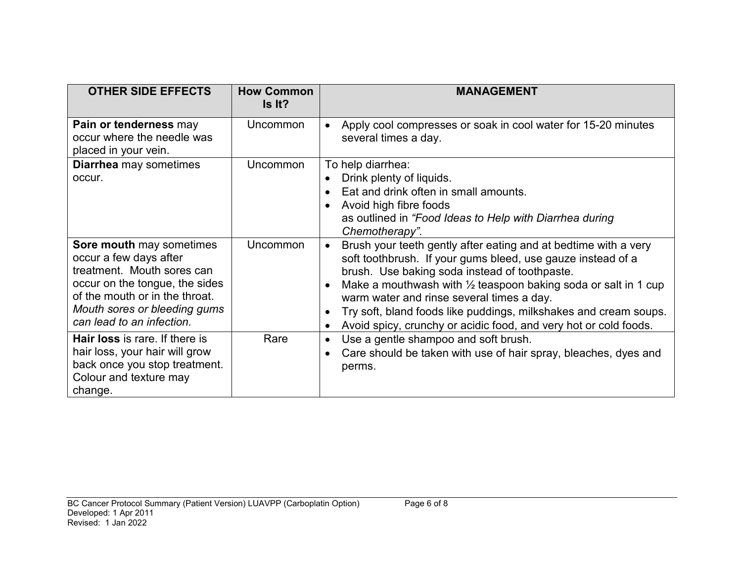| OTHER SIDE EFFECTS | How Common Is It? | MANAGEMENT |
|---|---|---|
| **Pain or tenderness** may occur where the needle was placed in your vein. | Uncommon | • Apply cool compresses or soak in cool water for 15-20 minutes several times a day. |
| **Diarrhea** may sometimes occur. | Uncommon | To help diarrhea:<br>• Drink plenty of liquids.<br>• Eat and drink often in small amounts.<br>• Avoid high fibre foods as outlined in *"Food Ideas to Help with Diarrhea during Chemotherapy"*. |
| **Sore mouth** may sometimes occur a few days after treatment. Mouth sores can occur on the tongue, the sides of the mouth or in the throat. *Mouth sores or bleeding gums can lead to an infection.* | Uncommon | • Brush your teeth gently after eating and at bedtime with a very soft toothbrush. If your gums bleed, use gauze instead of a brush. Use baking soda instead of toothpaste.<br>• Make a mouthwash with ½ teaspoon baking soda or salt in 1 cup warm water and rinse several times a day.<br>• Try soft, bland foods like puddings, milkshakes and cream soups.<br>• Avoid spicy, crunchy or acidic food, and very hot or cold foods. |
| **Hair loss** is rare. If there is hair loss, your hair will grow back once you stop treatment. Colour and texture may change. | Rare | • Use a gentle shampoo and soft brush.<br>• Care should be taken with use of hair spray, bleaches, dyes and perms. |

BC Cancer Protocol Summary (Patient Version) LUAVPP (Carboplatin Option)
Developed: 1 Apr 2011
Revised: 1 Jan 2022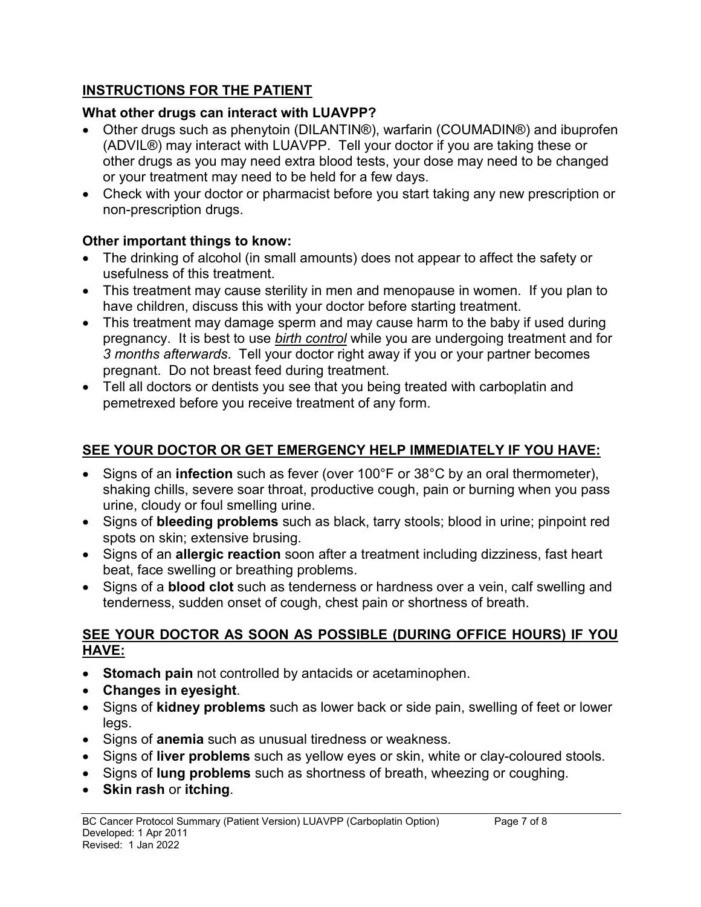## INSTRUCTIONS FOR THE PATIENT

### What other drugs can interact with LUAVPP?

- Other drugs such as phenytoin (DILANTIN®), warfarin (COUMADIN®) and ibuprofen (ADVIL®) may interact with LUAVPP. Tell your doctor if you are taking these or other drugs as you may need extra blood tests, your dose may need to be changed or your treatment may need to be held for a few days.
- Check with your doctor or pharmacist before you start taking any new prescription or non-prescription drugs.

### Other important things to know:

- The drinking of alcohol (in small amounts) does not appear to affect the safety or usefulness of this treatment.
- This treatment may cause sterility in men and menopause in women. If you plan to have children, discuss this with your doctor before starting treatment.
- This treatment may damage sperm and may cause harm to the baby if used during pregnancy. It is best to use ***birth control*** while you are undergoing treatment and for *3 months afterwards*. Tell your doctor right away if you or your partner becomes pregnant. Do not breast feed during treatment.
- Tell all doctors or dentists you see that you being treated with carboplatin and pemetrexed before you receive treatment of any form.

## SEE YOUR DOCTOR OR GET EMERGENCY HELP IMMEDIATELY IF YOU HAVE:

- Signs of an **infection** such as fever (over 100°F or 38°C by an oral thermometer), shaking chills, severe soar throat, productive cough, pain or burning when you pass urine, cloudy or foul smelling urine.
- Signs of **bleeding problems** such as black, tarry stools; blood in urine; pinpoint red spots on skin; extensive brusing.
- Signs of an **allergic reaction** soon after a treatment including dizziness, fast heart beat, face swelling or breathing problems.
- Signs of a **blood clot** such as tenderness or hardness over a vein, calf swelling and tenderness, sudden onset of cough, chest pain or shortness of breath.

## SEE YOUR DOCTOR AS SOON AS POSSIBLE (DURING OFFICE HOURS) IF YOU HAVE:

- **Stomach pain** not controlled by antacids or acetaminophen.
- **Changes in eyesight**.
- Signs of **kidney problems** such as lower back or side pain, swelling of feet or lower legs.
- Signs of **anemia** such as unusual tiredness or weakness.
- Signs of **liver problems** such as yellow eyes or skin, white or clay-coloured stools.
- Signs of **lung problems** such as shortness of breath, wheezing or coughing.
- **Skin rash** or **itching**.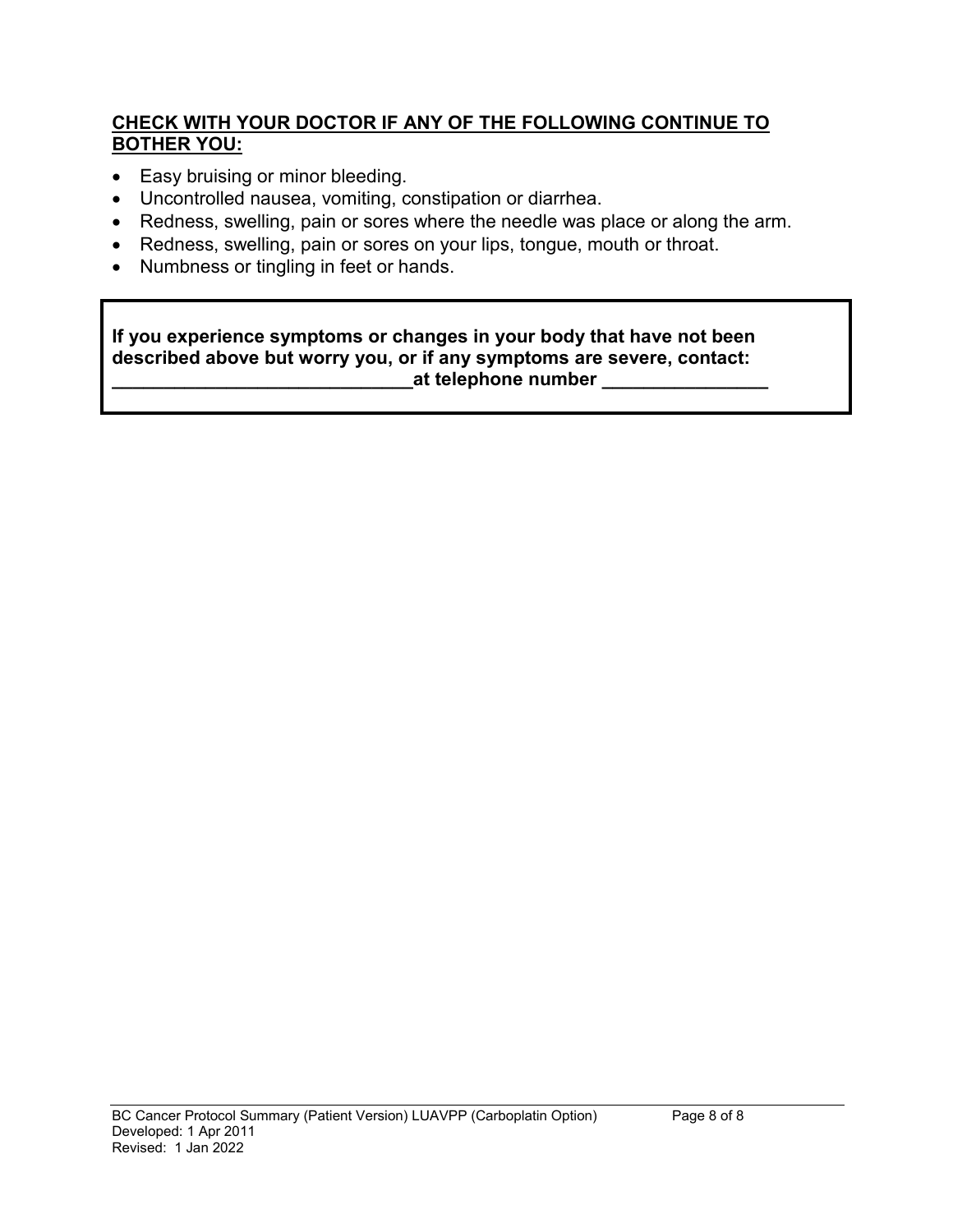## CHECK WITH YOUR DOCTOR IF ANY OF THE FOLLOWING CONTINUE TO BOTHER YOU:

- Easy bruising or minor bleeding.
- Uncontrolled nausea, vomiting, constipation or diarrhea.
- Redness, swelling, pain or sores where the needle was place or along the arm.
- Redness, swelling, pain or sores on your lips, tongue, mouth or throat.
- Numbness or tingling in feet or hands.

**If you experience symptoms or changes in your body that have not been described above but worry you, or if any symptoms are severe, contact: ______________________________at telephone number ________________**